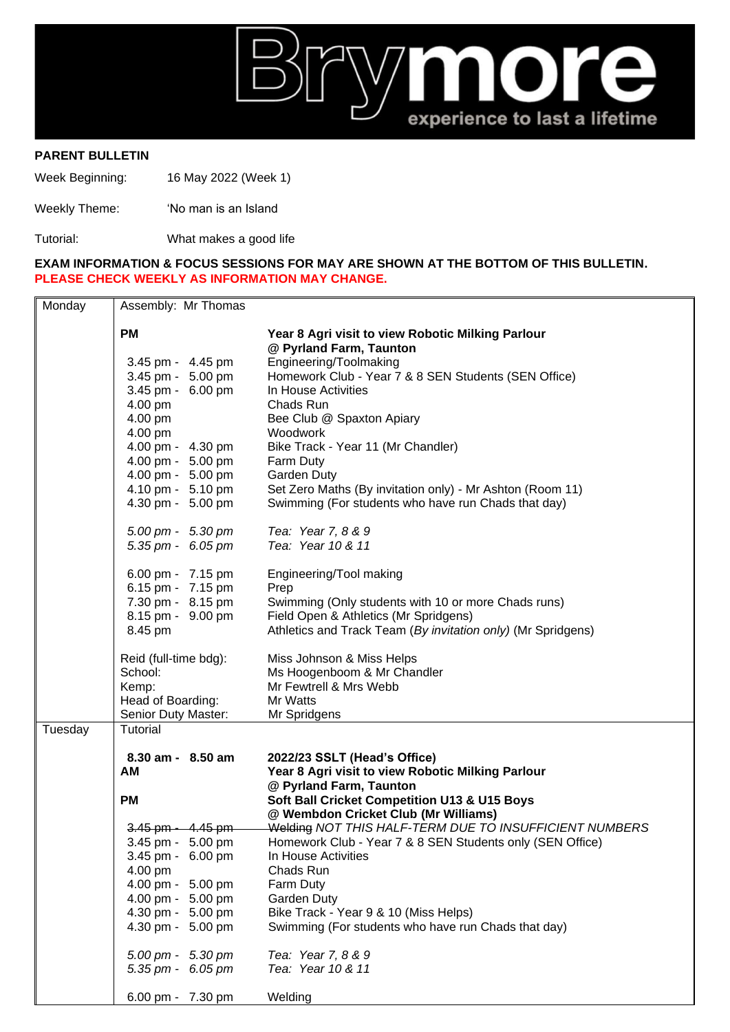Brymore
experience to last a lifetime

**PARENT BULLETIN**

Week Beginning: 16 May 2022 (Week 1)

Weekly Theme: 'No man is an Island

Tutorial: What makes a good life

**EXAM INFORMATION & FOCUS SESSIONS FOR MAY ARE SHOWN AT THE BOTTOM OF THIS BULLETIN.**
**PLEASE CHECK WEEKLY AS INFORMATION MAY CHANGE.**

| Day | Time | Activity |
|---|---|---|
| Monday | Assembly: Mr Thomas | |
| | **PM** | **Year 8 Agri visit to view Robotic Milking Parlour @ Pyrland Farm, Taunton** |
| | 3.45 pm - 4.45 pm | Engineering/Toolmaking |
| | 3.45 pm - 5.00 pm | Homework Club - Year 7 & 8 SEN Students (SEN Office) |
| | 3.45 pm - 6.00 pm | In House Activities |
| | 4.00 pm | Chads Run |
| | 4.00 pm | Bee Club @ Spaxton Apiary |
| | 4.00 pm | Woodwork |
| | 4.00 pm - 4.30 pm | Bike Track - Year 11 (Mr Chandler) |
| | 4.00 pm - 5.00 pm | Farm Duty |
| | 4.00 pm - 5.00 pm | Garden Duty |
| | 4.10 pm - 5.10 pm | Set Zero Maths (By invitation only) - Mr Ashton (Room 11) |
| | 4.30 pm - 5.00 pm | Swimming (For students who have run Chads that day) |
| | *5.00 pm - 5.30 pm* | *Tea: Year 7, 8 & 9* |
| | *5.35 pm - 6.05 pm* | *Tea: Year 10 & 11* |
| | 6.00 pm - 7.15 pm | Engineering/Tool making |
| | 6.15 pm - 7.15 pm | Prep |
| | 7.30 pm - 8.15 pm | Swimming (Only students with 10 or more Chads runs) |
| | 8.15 pm - 9.00 pm | Field Open & Athletics (Mr Spridgens) |
| | 8.45 pm | Athletics and Track Team (*By invitation only*) (Mr Spridgens) |
| | Reid (full-time bdg): | Miss Johnson & Miss Helps |
| | School: | Ms Hoogenboom & Mr Chandler |
| | Kemp: | Mr Fewtrell & Mrs Webb |
| | Head of Boarding: | Mr Watts |
| | Senior Duty Master: | Mr Spridgens |
| Tuesday | Tutorial | |
| | **8.30 am - 8.50 am** | **2022/23 SSLT (Head's Office)** |
| | **AM** | **Year 8 Agri visit to view Robotic Milking Parlour @ Pyrland Farm, Taunton** |
| | **PM** | **Soft Ball Cricket Competition U13 & U15 Boys @ Wembdon Cricket Club (Mr Williams)** |
| | ~~3.45 pm - 4.45 pm~~ | ~~Welding~~ *NOT THIS HALF-TERM DUE TO INSUFFICIENT NUMBERS* |
| | 3.45 pm - 5.00 pm | Homework Club - Year 7 & 8 SEN Students only (SEN Office) |
| | 3.45 pm - 6.00 pm | In House Activities |
| | 4.00 pm | Chads Run |
| | 4.00 pm - 5.00 pm | Farm Duty |
| | 4.00 pm - 5.00 pm | Garden Duty |
| | 4.30 pm - 5.00 pm | Bike Track - Year 9 & 10 (Miss Helps) |
| | 4.30 pm - 5.00 pm | Swimming (For students who have run Chads that day) |
| | *5.00 pm - 5.30 pm* | *Tea: Year 7, 8 & 9* |
| | *5.35 pm - 6.05 pm* | *Tea: Year 10 & 11* |
| | 6.00 pm - 7.30 pm | Welding |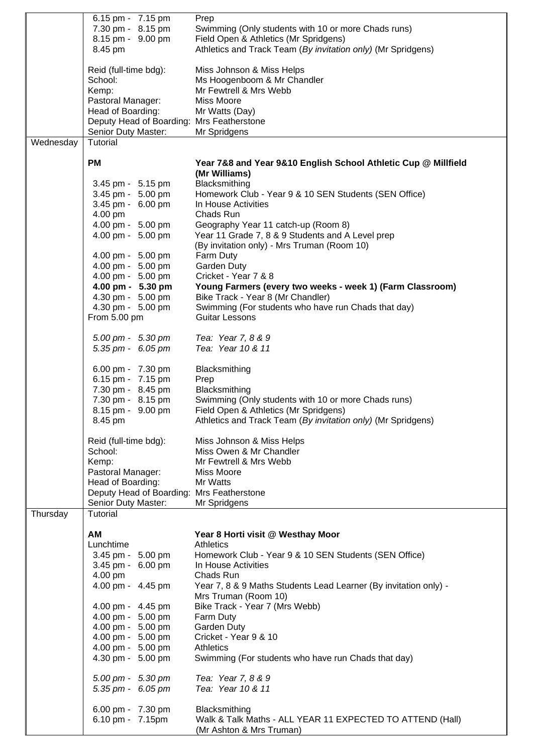| | | |
|---|---|---|
| | 6.15 pm - 7.15 pm | Prep |
| | 7.30 pm - 8.15 pm | Swimming (Only students with 10 or more Chads runs) |
| | 8.15 pm - 9.00 pm | Field Open & Athletics (Mr Spridgens) |
| | 8.45 pm | Athletics and Track Team (*By invitation only*) (Mr Spridgens) |
| | | |
| | Reid (full-time bdg): | Miss Johnson & Miss Helps |
| | School: | Ms Hoogenboom & Mr Chandler |
| | Kemp: | Mr Fewtrell & Mrs Webb |
| | Pastoral Manager: | Miss Moore |
| | Head of Boarding: | Mr Watts (Day) |
| | Deputy Head of Boarding: | Mrs Featherstone |
| | Senior Duty Master: | Mr Spridgens |
| Wednesday | Tutorial | |
| | | |
| | **PM** | **Year 7&8 and Year 9&10 English School Athletic Cup @ Millfield (Mr Williams)** |
| | 3.45 pm - 5.15 pm | Blacksmithing |
| | 3.45 pm - 5.00 pm | Homework Club - Year 9 & 10 SEN Students (SEN Office) |
| | 3.45 pm - 6.00 pm | In House Activities |
| | 4.00 pm | Chads Run |
| | 4.00 pm - 5.00 pm | Geography Year 11 catch-up (Room 8) |
| | 4.00 pm - 5.00 pm | Year 11 Grade 7, 8 & 9 Students and A Level prep (By invitation only) - Mrs Truman (Room 10) |
| | 4.00 pm - 5.00 pm | Farm Duty |
| | 4.00 pm - 5.00 pm | Garden Duty |
| | 4.00 pm - 5.00 pm | Cricket - Year 7 & 8 |
| | **4.00 pm - 5.30 pm** | **Young Farmers (every two weeks - week 1) (Farm Classroom)** |
| | 4.30 pm - 5.00 pm | Bike Track - Year 8 (Mr Chandler) |
| | 4.30 pm - 5.00 pm | Swimming (For students who have run Chads that day) |
| | From 5.00 pm | Guitar Lessons |
| | | |
| | *5.00 pm - 5.30 pm* | *Tea: Year 7, 8 & 9* |
| | *5.35 pm - 6.05 pm* | *Tea: Year 10 & 11* |
| | | |
| | 6.00 pm - 7.30 pm | Blacksmithing |
| | 6.15 pm - 7.15 pm | Prep |
| | 7.30 pm - 8.45 pm | Blacksmithing |
| | 7.30 pm - 8.15 pm | Swimming (Only students with 10 or more Chads runs) |
| | 8.15 pm - 9.00 pm | Field Open & Athletics (Mr Spridgens) |
| | 8.45 pm | Athletics and Track Team (*By invitation only*) (Mr Spridgens) |
| | | |
| | Reid (full-time bdg): | Miss Johnson & Miss Helps |
| | School: | Miss Owen & Mr Chandler |
| | Kemp: | Mr Fewtrell & Mrs Webb |
| | Pastoral Manager: | Miss Moore |
| | Head of Boarding: | Mr Watts |
| | Deputy Head of Boarding: | Mrs Featherstone |
| | Senior Duty Master: | Mr Spridgens |
| Thursday | Tutorial | |
| | | |
| | **AM** | **Year 8 Horti visit @ Westhay Moor** |
| | Lunchtime | Athletics |
| | 3.45 pm - 5.00 pm | Homework Club - Year 9 & 10 SEN Students (SEN Office) |
| | 3.45 pm - 6.00 pm | In House Activities |
| | 4.00 pm | Chads Run |
| | 4.00 pm - 4.45 pm | Year 7, 8 & 9 Maths Students Lead Learner (By invitation only) - Mrs Truman (Room 10) |
| | 4.00 pm - 4.45 pm | Bike Track - Year 7 (Mrs Webb) |
| | 4.00 pm - 5.00 pm | Farm Duty |
| | 4.00 pm - 5.00 pm | Garden Duty |
| | 4.00 pm - 5.00 pm | Cricket - Year 9 & 10 |
| | 4.00 pm - 5.00 pm | Athletics |
| | 4.30 pm - 5.00 pm | Swimming (For students who have run Chads that day) |
| | | |
| | *5.00 pm - 5.30 pm* | *Tea: Year 7, 8 & 9* |
| | *5.35 pm - 6.05 pm* | *Tea: Year 10 & 11* |
| | | |
| | 6.00 pm - 7.30 pm | Blacksmithing |
| | 6.10 pm - 7.15pm | Walk & Talk Maths - ALL YEAR 11 EXPECTED TO ATTEND (Hall) (Mr Ashton & Mrs Truman) |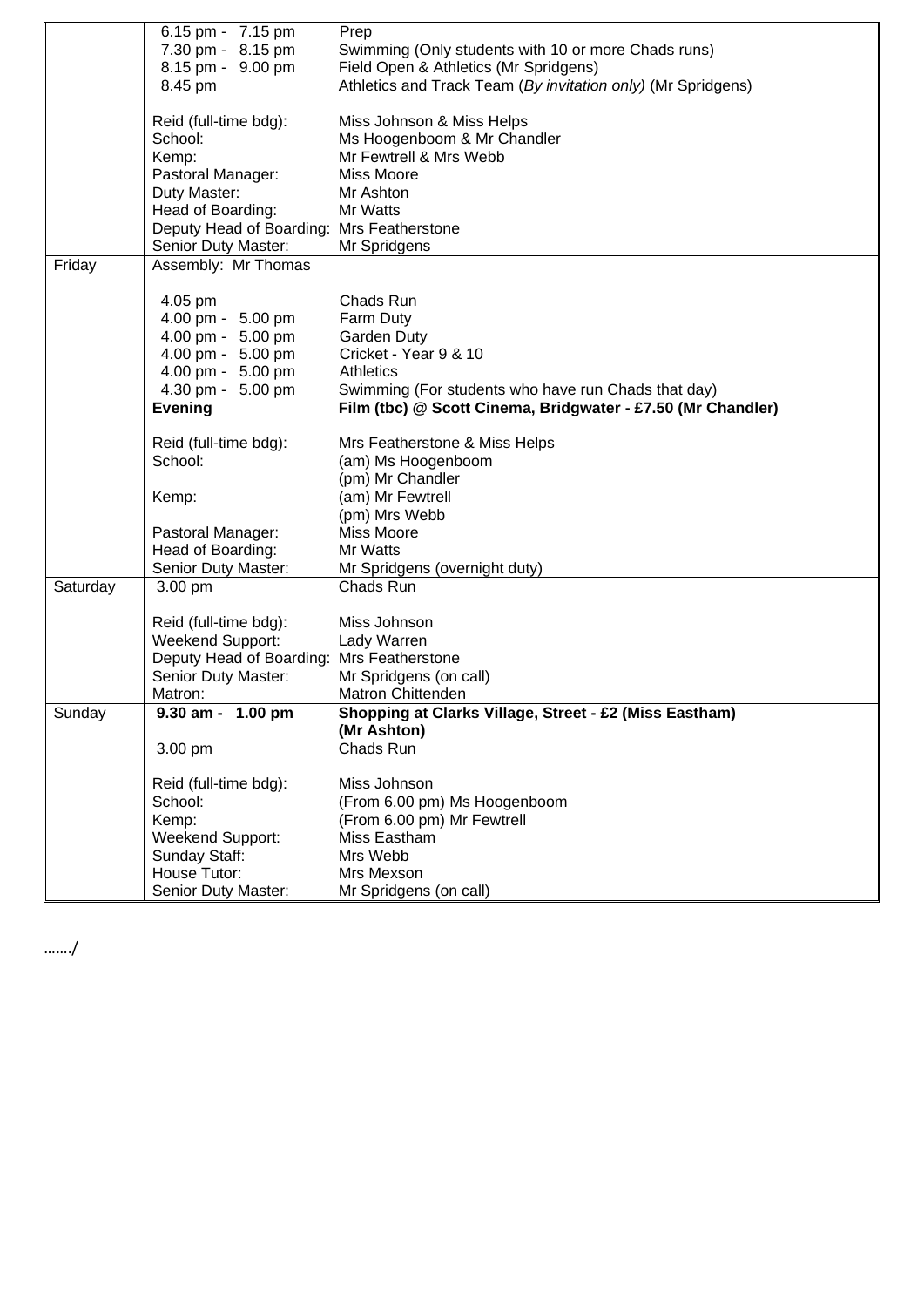| | | |
|---|---|---|
| | 6.15 pm - 7.15 pm | Prep |
| | 7.30 pm - 8.15 pm | Swimming (Only students with 10 or more Chads runs) |
| | 8.15 pm - 9.00 pm | Field Open & Athletics (Mr Spridgens) |
| | 8.45 pm | Athletics and Track Team (*By invitation only)* (Mr Spridgens) |
| | Reid (full-time bdg): | Miss Johnson & Miss Helps |
| | School: | Ms Hoogenboom & Mr Chandler |
| | Kemp: | Mr Fewtrell & Mrs Webb |
| | Pastoral Manager: | Miss Moore |
| | Duty Master: | Mr Ashton |
| | Head of Boarding: | Mr Watts |
| | Deputy Head of Boarding: | Mrs Featherstone |
| | Senior Duty Master: | Mr Spridgens |
| Friday | Assembly: Mr Thomas | |
| | 4.05 pm | Chads Run |
| | 4.00 pm - 5.00 pm | Farm Duty |
| | 4.00 pm - 5.00 pm | Garden Duty |
| | 4.00 pm - 5.00 pm | Cricket - Year 9 & 10 |
| | 4.00 pm - 5.00 pm | Athletics |
| | 4.30 pm - 5.00 pm | Swimming (For students who have run Chads that day) |
| | **Evening** | **Film (tbc) @ Scott Cinema, Bridgwater - £7.50 (Mr Chandler)** |
| | Reid (full-time bdg): | Mrs Featherstone & Miss Helps |
| | School: | (am) Ms Hoogenboom<br>(pm) Mr Chandler |
| | Kemp: | (am) Mr Fewtrell<br>(pm) Mrs Webb |
| | Pastoral Manager: | Miss Moore |
| | Head of Boarding: | Mr Watts |
| | Senior Duty Master: | Mr Spridgens (overnight duty) |
| Saturday | 3.00 pm | Chads Run |
| | Reid (full-time bdg): | Miss Johnson |
| | Weekend Support: | Lady Warren |
| | Deputy Head of Boarding: | Mrs Featherstone |
| | Senior Duty Master: | Mr Spridgens (on call) |
| | Matron: | Matron Chittenden |
| Sunday | **9.30 am - 1.00 pm** | **Shopping at Clarks Village, Street - £2 (Miss Eastham) (Mr Ashton)** |
| | 3.00 pm | Chads Run |
| | Reid (full-time bdg): | Miss Johnson |
| | School: | (From 6.00 pm) Ms Hoogenboom |
| | Kemp: | (From 6.00 pm) Mr Fewtrell |
| | Weekend Support: | Miss Eastham |
| | Sunday Staff: | Mrs Webb |
| | House Tutor: | Mrs Mexson |
| | Senior Duty Master: | Mr Spridgens (on call) |

……./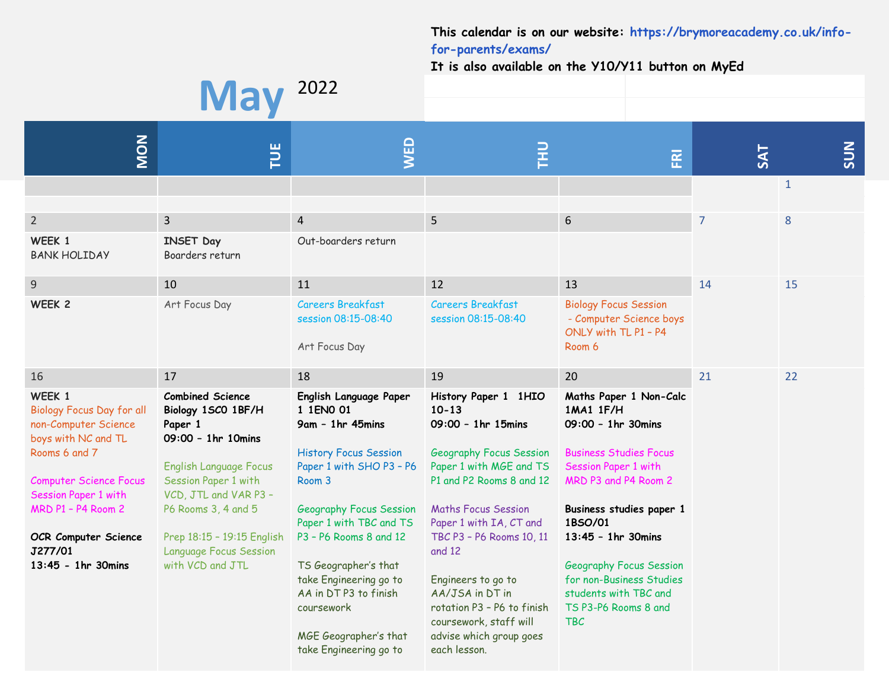This calendar is on our website: **https://brymoreacademy.co.uk/info-for-parents/exams/**
It is also available on the Y10/Y11 button on MyEd

# May 2022

| MON | TUE | WED | THU | FRI | SAT | SUN |
|---|---|---|---|---|---|---|
| | | | | | | 1 |
| 2<br>**WEEK 1**<br>BANK HOLIDAY | 3<br>**INSET Day**<br>Boarders return | 4<br>Out-boarders return | 5 | 6 | 7 | 8 |
| 9<br>**WEEK 2** | 10<br>Art Focus Day | 11<br>Careers Breakfast session 08:15-08:40<br><br>Art Focus Day | 12<br>Careers Breakfast session 08:15-08:40 | 13<br>Biology Focus Session - Computer Science boys ONLY with TL P1 – P4 Room 6 | 14 | 15 |
| 16<br>**WEEK 1**<br>Biology Focus Day for all non-Computer Science boys with NC and TL Rooms 6 and 7<br><br>Computer Science Focus Session Paper 1 with MRD P1 – P4 Room 2<br><br>**OCR Computer Science J277/01**<br>**13:45 - 1hr 30mins** | 17<br>**Combined Science Biology 1SC0 1BF/H Paper 1**<br>**09:00 – 1hr 10mins**<br><br>English Language Focus Session Paper 1 with VCD, JTL and VAR P3 – P6 Rooms 3, 4 and 5<br><br>Prep 18:15 – 19:15 English Language Focus Session with VCD and JTL | 18<br>**English Language Paper 1 1EN0 01**<br>**9am – 1hr 45mins**<br><br>History Focus Session Paper 1 with SHO P3 – P6 Room 3<br><br>Geography Focus Session Paper 1 with TBC and TS P3 – P6 Rooms 8 and 12<br><br>TS Geographer's that take Engineering go to AA in DT P3 to finish coursework<br><br>MGE Geographer's that take Engineering go to | 19<br>**History Paper 1 1HIO 10-13**<br>**09:00 – 1hr 15mins**<br><br>Geography Focus Session Paper 1 with MGE and TS P1 and P2 Rooms 8 and 12<br><br>Maths Focus Session Paper 1 with IA, CT and TBC P3 – P6 Rooms 10, 11 and 12<br><br>Engineers to go to AA/JSA in DT in rotation P3 – P6 to finish coursework, staff will advise which group goes each lesson. | 20<br>**Maths Paper 1 Non-Calc 1MA1 1F/H**<br>**09:00 – 1hr 30mins**<br><br>Business Studies Focus Session Paper 1 with MRD P3 and P4 Room 2<br><br>**Business studies paper 1 1BSO/01**<br>**13:45 – 1hr 30mins**<br><br>Geography Focus Session for non-Business Studies students with TBC and TS P3-P6 Rooms 8 and TBC | 21 | 22 |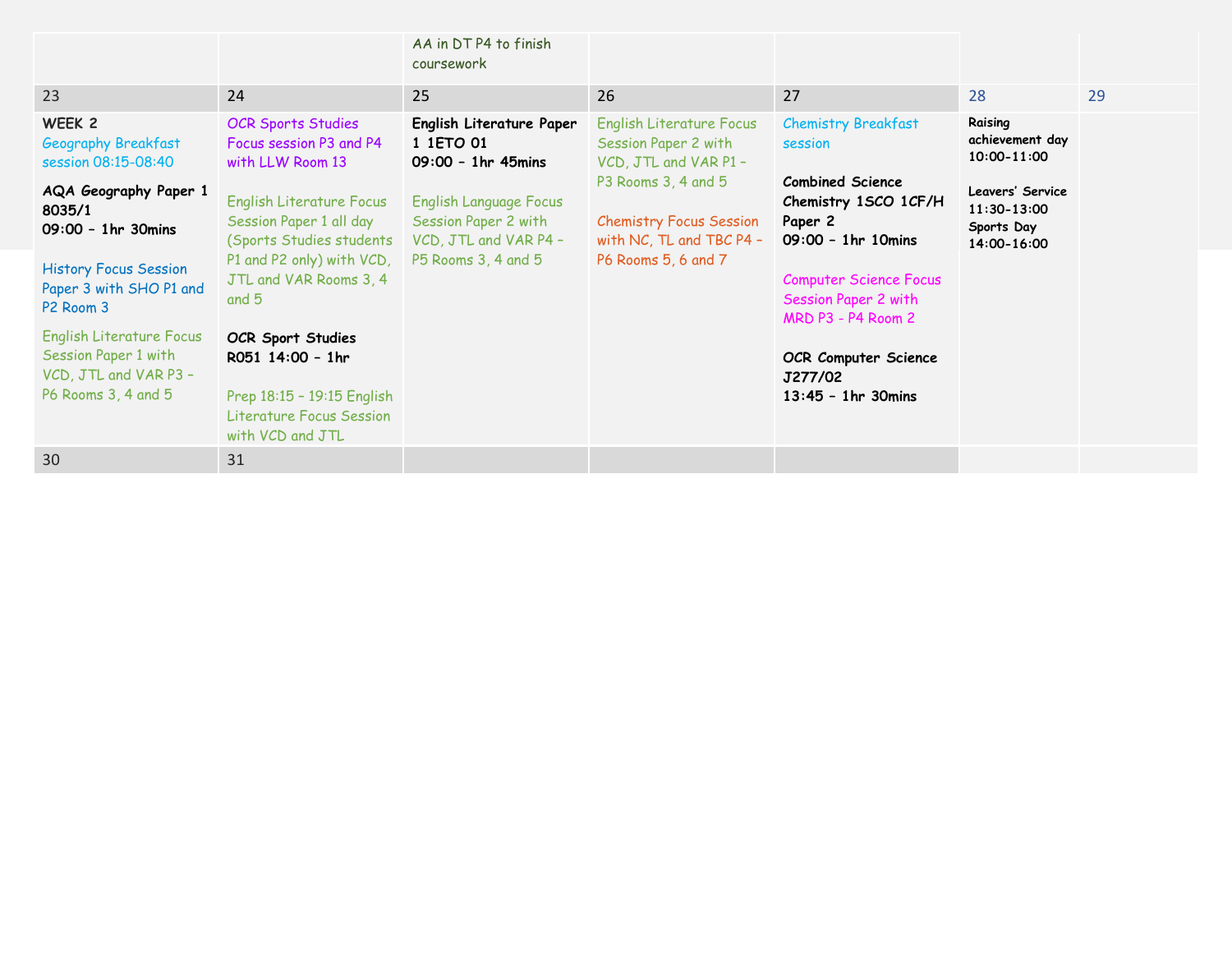| | | | | | | |
|---|---|---|---|---|---|---|
| | | AA in DT P4 to finish coursework | | | | |
| 23 | 24 | 25 | 26 | 27 | 28 | 29 |
| **WEEK 2**<br>Geography Breakfast session 08:15-08:40<br>**AQA Geography Paper 1 8035/1 09:00 – 1hr 30mins**<br>History Focus Session Paper 3 with SHO P1 and P2 Room 3<br>English Literature Focus Session Paper 1 with VCD, JTL and VAR P3 – P6 Rooms 3, 4 and 5 | OCR Sports Studies Focus session P3 and P4 with LLW Room 13<br>English Literature Focus Session Paper 1 all day (Sports Studies students P1 and P2 only) with VCD, JTL and VAR Rooms 3, 4 and 5<br>**OCR Sport Studies R051 14:00 – 1hr**<br>Prep 18:15 – 19:15 English Literature Focus Session with VCD and JTL | **English Literature Paper 1 1ETO 01 09:00 – 1hr 45mins**<br>English Language Focus Session Paper 2 with VCD, JTL and VAR P4 – P5 Rooms 3, 4 and 5 | English Literature Focus Session Paper 2 with VCD, JTL and VAR P1 – P3 Rooms 3, 4 and 5<br>Chemistry Focus Session with NC, TL and TBC P4 – P6 Rooms 5, 6 and 7 | Chemistry Breakfast session<br>**Combined Science Chemistry 1SCO 1CF/H Paper 2 09:00 – 1hr 10mins**<br>Computer Science Focus Session Paper 2 with MRD P3 - P4 Room 2<br>**OCR Computer Science J277/02 13:45 – 1hr 30mins** | **Raising achievement day 10:00-11:00**<br>**Leavers' Service 11:30-13:00**<br>**Sports Day 14:00-16:00** | |
| 30 | 31 | | | | | |